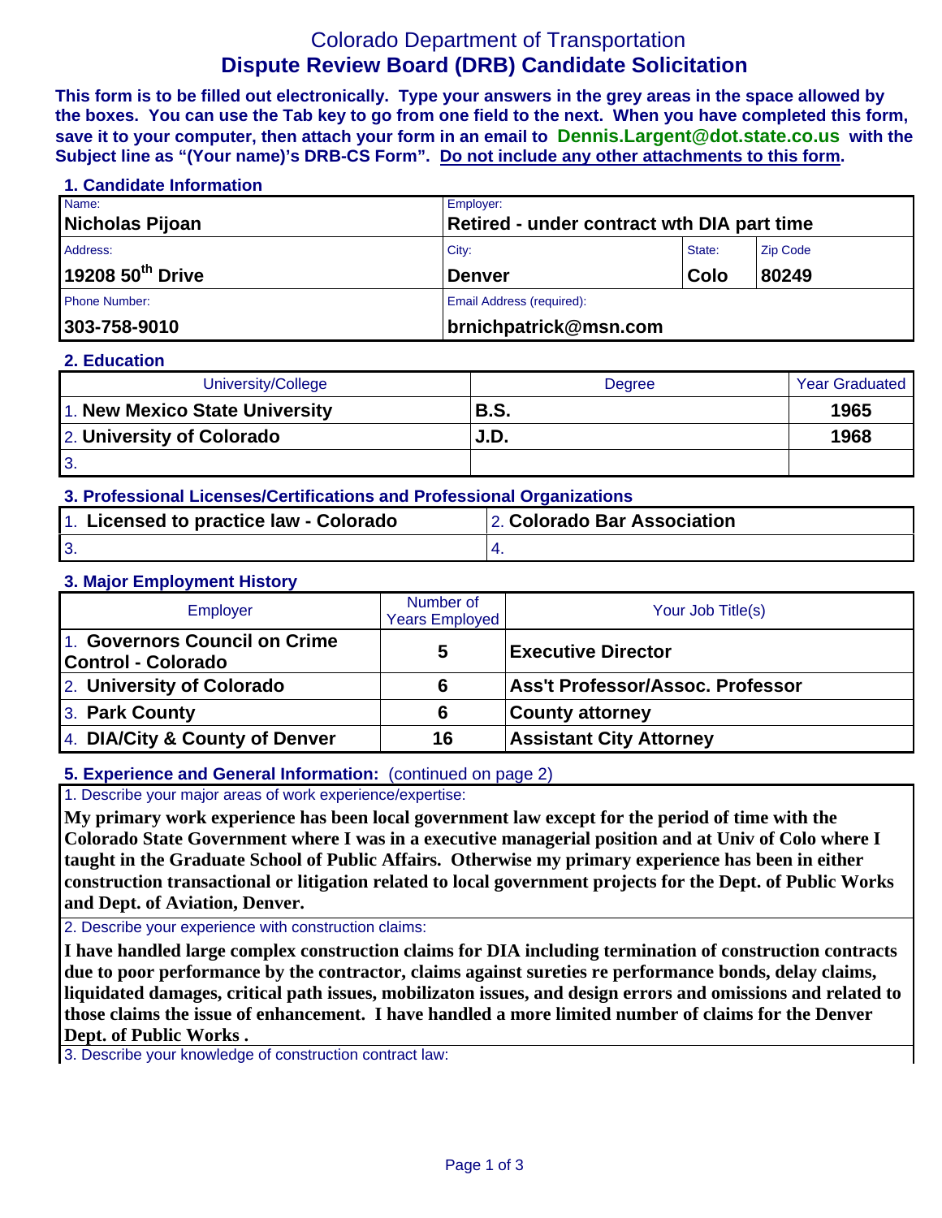# Colorado Department of Transportation

## Dispute Review Board (DRB) Candidate Solicitation

**This form is to be filled out electronically. Type your answers in the grey areas in the space allowed by the boxes. You can use the Tab key to go from one field to the next. When you have completed this form, save it to your computer, then attach your form in an email to Dennis.Largent@dot.state.co.us with the Subject line as "(Your name)'s DRB-CS Form". Do not include any other attachments to this form.**

### 1. Candidate Information

| Name: | Employer: | | |
|---|---|---|---|
| **Nicholas Pijoan** | **Retired - under contract wth DIA part time** | | |
| Address: | City: | State: | Zip Code |
| **19208 50th Drive** | **Denver** | **Colo** | **80249** |
| Phone Number: | Email Address (required): | | |
| **303-758-9010** | **brnichpatrick@msn.com** | | |

### 2. Education

| University/College | Degree | Year Graduated |
|---|---|---|
| 1. **New Mexico State University** | **B.S.** | **1965** |
| 2. **University of Colorado** | **J.D.** | **1968** |
| 3. | | |

### 3. Professional Licenses/Certifications and Professional Organizations

| | |
|---|---|
| 1. **Licensed to practice law - Colorado** | 2. **Colorado Bar Association** |
| 3. | 4. |

### 3. Major Employment History

| Employer | Number of Years Employed | Your Job Title(s) |
|---|---|---|
| 1. **Governors Council on Crime Control - Colorado** | **5** | **Executive Director** |
| 2. **University of Colorado** | **6** | **Ass't Professor/Assoc. Professor** |
| 3. **Park County** | **6** | **County attorney** |
| 4. **DIA/City & County of Denver** | **16** | **Assistant City Attorney** |

### 5. Experience and General Information: (continued on page 2)

1. Describe your major areas of work experience/expertise:

**My primary work experience has been local government law except for the period of time with the Colorado State Government where I was in a executive managerial position and at Univ of Colo where I taught in the Graduate School of Public Affairs. Otherwise my primary experience has been in either construction transactional or litigation related to local government projects for the Dept. of Public Works and Dept. of Aviation, Denver.**

2. Describe your experience with construction claims:

**I have handled large complex construction claims for DIA including termination of construction contracts due to poor performance by the contractor, claims against sureties re performance bonds, delay claims, liquidated damages, critical path issues, mobilizaton issues, and design errors and omissions and related to those claims the issue of enhancement. I have handled a more limited number of claims for the Denver Dept. of Public Works .**

3. Describe your knowledge of construction contract law: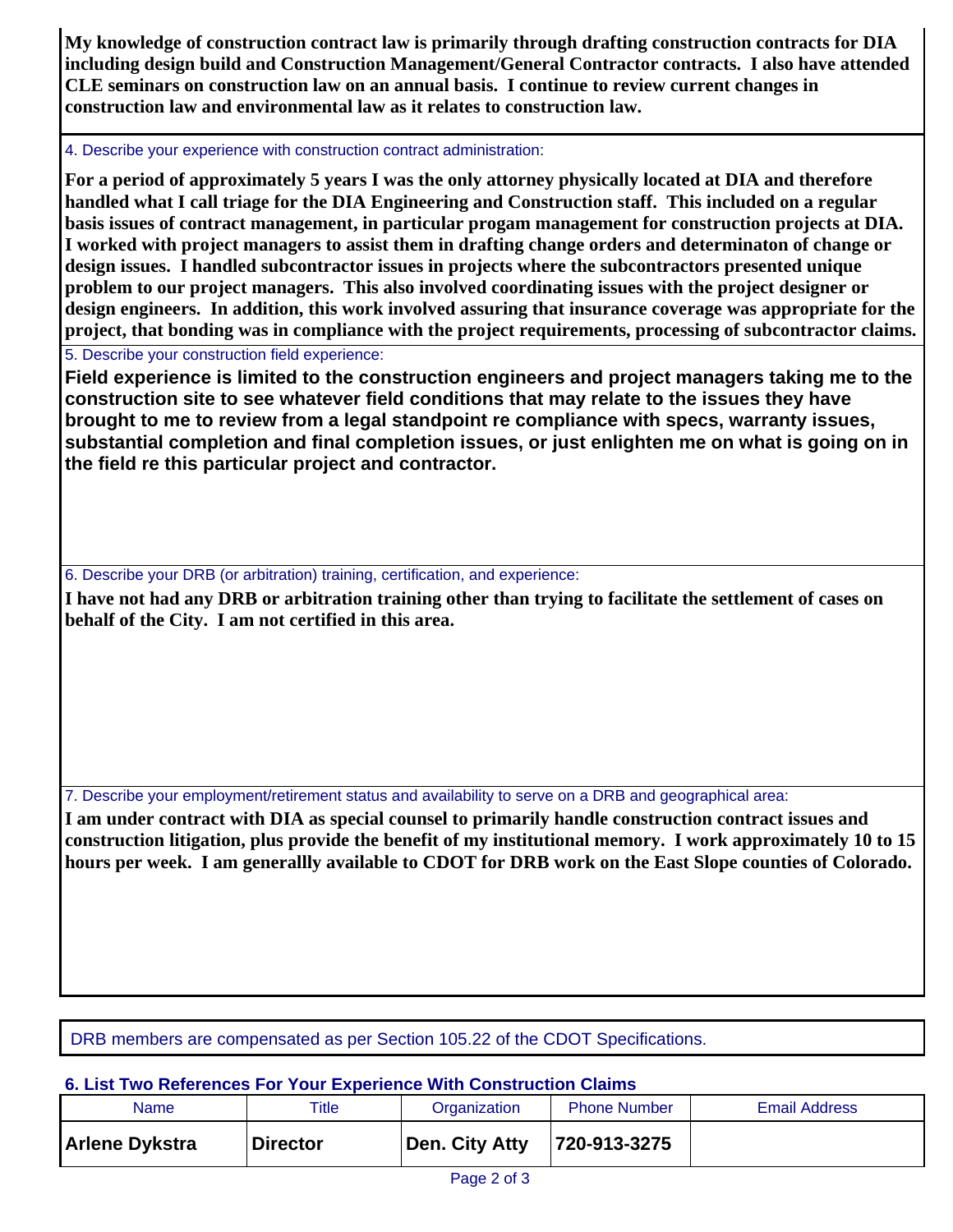**My knowledge of construction contract law is primarily through drafting construction contracts for DIA including design build and Construction Management/General Contractor contracts. I also have attended CLE seminars on construction law on an annual basis. I continue to review current changes in construction law and environmental law as it relates to construction law.**

4. Describe your experience with construction contract administration:

**For a period of approximately 5 years I was the only attorney physically located at DIA and therefore handled what I call triage for the DIA Engineering and Construction staff. This included on a regular basis issues of contract management, in particular progam management for construction projects at DIA. I worked with project managers to assist them in drafting change orders and determinaton of change or design issues. I handled subcontractor issues in projects where the subcontractors presented unique problem to our project managers. This also involved coordinating issues with the project designer or design engineers. In addition, this work involved assuring that insurance coverage was appropriate for the project, that bonding was in compliance with the project requirements, processing of subcontractor claims.**

5. Describe your construction field experience:

**Field experience is limited to the construction engineers and project managers taking me to the construction site to see whatever field conditions that may relate to the issues they have brought to me to review from a legal standpoint re compliance with specs, warranty issues, substantial completion and final completion issues, or just enlighten me on what is going on in the field re this particular project and contractor.**

6. Describe your DRB (or arbitration) training, certification, and experience:

**I have not had any DRB or arbitration training other than trying to facilitate the settlement of cases on behalf of the City. I am not certified in this area.**

7. Describe your employment/retirement status and availability to serve on a DRB and geographical area:

**I am under contract with DIA as special counsel to primarily handle construction contract issues and construction litigation, plus provide the benefit of my institutional memory. I work approximately 10 to 15 hours per week. I am generallly available to CDOT for DRB work on the East Slope counties of Colorado.**

DRB members are compensated as per Section 105.22 of the CDOT Specifications.

### 6. List Two References For Your Experience With Construction Claims

| Name | Title | Organization | Phone Number | Email Address |
|---|---|---|---|---|
| **Arlene Dykstra** | **Director** | **Den. City Atty** | **720-913-3275** | |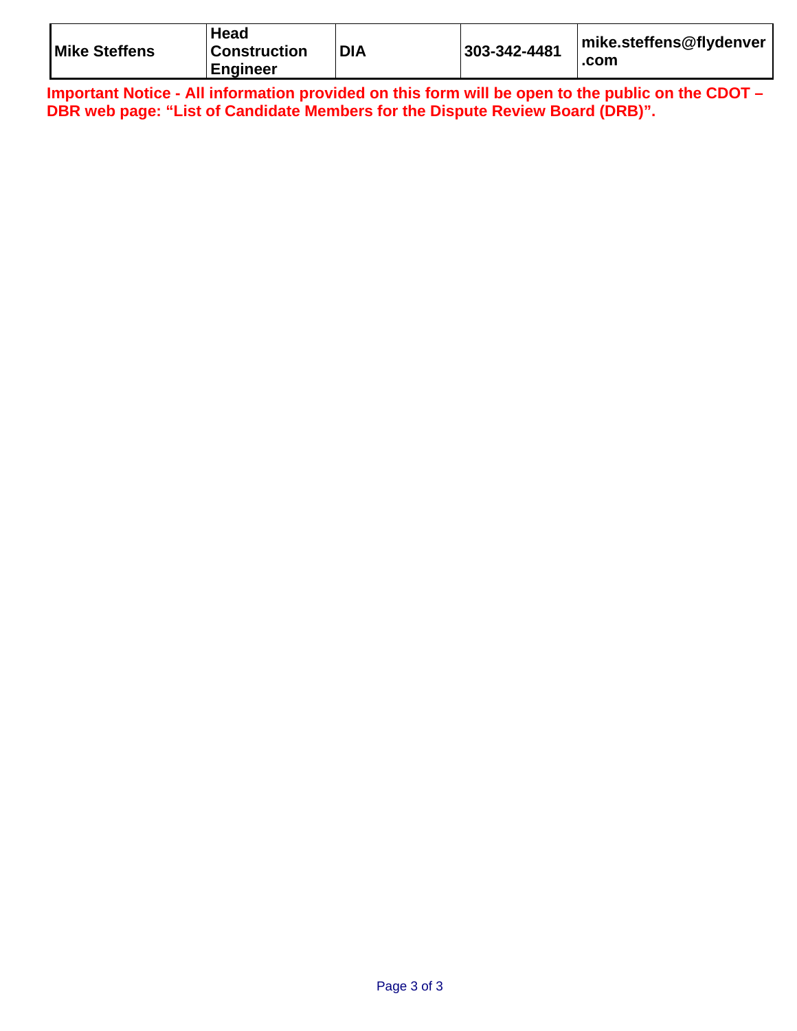| | | | | |
|---|---|---|---|---|
| **Mike Steffens** | **Head Construction Engineer** | **DIA** | **303-342-4481** | **mike.steffens@flydenver.com** |

**Important Notice - All information provided on this form will be open to the public on the CDOT – DBR web page: "List of Candidate Members for the Dispute Review Board (DRB)".**